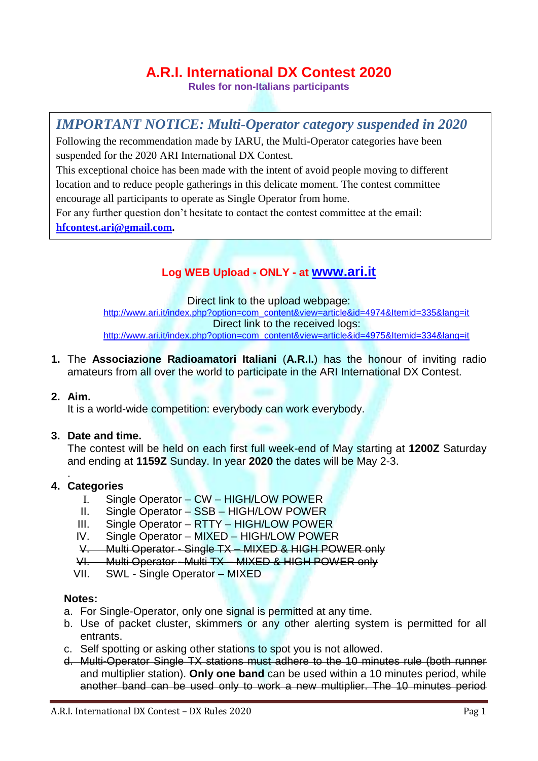# A.R.I. International DX Contest 2020

**Rules for non-Italians participants**

> ***IMPORTANT NOTICE: Multi-Operator category suspended in 2020***
>
> Following the recommendation made by IARU, the Multi-Operator categories have been suspended for the 2020 ARI International DX Contest.
>
> This exceptional choice has been made with the intent of avoid people moving to different location and to reduce people gatherings in this delicate moment. The contest committee encourage all participants to operate as Single Operator from home.
>
> For any further question don't hesitate to contact the contest committee at the email: **hfcontest.ari@gmail.com**.

**Log WEB Upload - ONLY - at www.ari.it**

Direct link to the upload webpage:
http://www.ari.it/index.php?option=com_content&view=article&id=4974&Itemid=335&lang=it

Direct link to the received logs:
http://www.ari.it/index.php?option=com_content&view=article&id=4975&Itemid=334&lang=it

1. The **Associazione Radioamatori Italiani** (**A.R.I.**) has the honour of inviting radio amateurs from all over the world to participate in the ARI International DX Contest.

2. **Aim.**
   It is a world-wide competition: everybody can work everybody.

3. **Date and time.**
   The contest will be held on each first full week-end of May starting at **1200Z** Saturday and ending at **1159Z** Sunday. In year **2020** the dates will be May 2-3.

4. **Categories**
   - I. Single Operator – CW – HIGH/LOW POWER
   - II. Single Operator – SSB – HIGH/LOW POWER
   - III. Single Operator – RTTY – HIGH/LOW POWER
   - IV. Single Operator – MIXED – HIGH/LOW POWER
   - ~~V. Multi Operator - Single TX – MIXED & HIGH POWER only~~
   - ~~VI. Multi Operator - Multi TX – MIXED & HIGH POWER only~~
   - VII. SWL - Single Operator – MIXED

**Notes:**

a. For Single-Operator, only one signal is permitted at any time.

b. Use of packet cluster, skimmers or any other alerting system is permitted for all entrants.

c. Self spotting or asking other stations to spot you is not allowed.

d. ~~Multi-Operator Single TX stations must adhere to the 10 minutes rule (both runner and multiplier station). **Only one band** can be used within a 10 minutes period, while another band can be used only to work a new multiplier. The 10 minutes period~~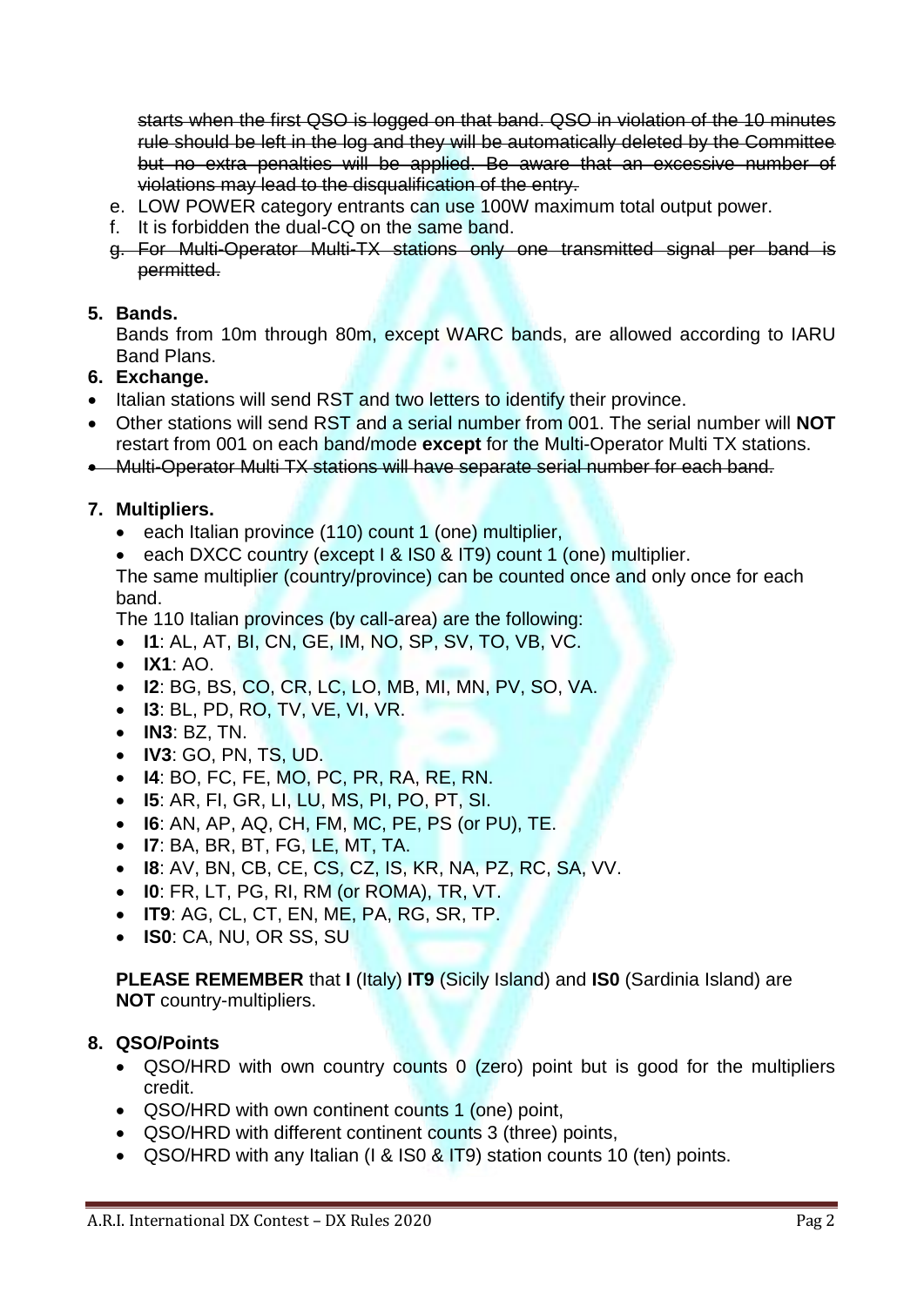~~starts when the first QSO is logged on that band. QSO in violation of the 10 minutes rule should be left in the log and they will be automatically deleted by the Committee but no extra penalties will be applied. Be aware that an excessive number of violations may lead to the disqualification of the entry.~~

e. LOW POWER category entrants can use 100W maximum total output power.
f. It is forbidden the dual-CQ on the same band.
g. ~~For Multi-Operator Multi-TX stations only one transmitted signal per band is permitted.~~

**5. Bands.**

Bands from 10m through 80m, except WARC bands, are allowed according to IARU Band Plans.

**6. Exchange.**

- Italian stations will send RST and two letters to identify their province.
- Other stations will send RST and a serial number from 001. The serial number will **NOT** restart from 001 on each band/mode **except** for the Multi-Operator Multi TX stations.
- ~~Multi-Operator Multi TX stations will have separate serial number for each band.~~

**7. Multipliers.**

- each Italian province (110) count 1 (one) multiplier,
- each DXCC country (except I & IS0 & IT9) count 1 (one) multiplier.

The same multiplier (country/province) can be counted once and only once for each band.

The 110 Italian provinces (by call-area) are the following:

- **I1**: AL, AT, BI, CN, GE, IM, NO, SP, SV, TO, VB, VC.
- **IX1**: AO.
- **I2**: BG, BS, CO, CR, LC, LO, MB, MI, MN, PV, SO, VA.
- **I3**: BL, PD, RO, TV, VE, VI, VR.
- **IN3**: BZ, TN.
- **IV3**: GO, PN, TS, UD.
- **I4**: BO, FC, FE, MO, PC, PR, RA, RE, RN.
- **I5**: AR, FI, GR, LI, LU, MS, PI, PO, PT, SI.
- **I6**: AN, AP, AQ, CH, FM, MC, PE, PS (or PU), TE.
- **I7**: BA, BR, BT, FG, LE, MT, TA.
- **I8**: AV, BN, CB, CE, CS, CZ, IS, KR, NA, PZ, RC, SA, VV.
- **I0**: FR, LT, PG, RI, RM (or ROMA), TR, VT.
- **IT9**: AG, CL, CT, EN, ME, PA, RG, SR, TP.
- **IS0**: CA, NU, OR SS, SU

**PLEASE REMEMBER** that **I** (Italy) **IT9** (Sicily Island) and **IS0** (Sardinia Island) are **NOT** country-multipliers.

**8. QSO/Points**

- QSO/HRD with own country counts 0 (zero) point but is good for the multipliers credit.
- QSO/HRD with own continent counts 1 (one) point,
- QSO/HRD with different continent counts 3 (three) points,
- QSO/HRD with any Italian (I & IS0 & IT9) station counts 10 (ten) points.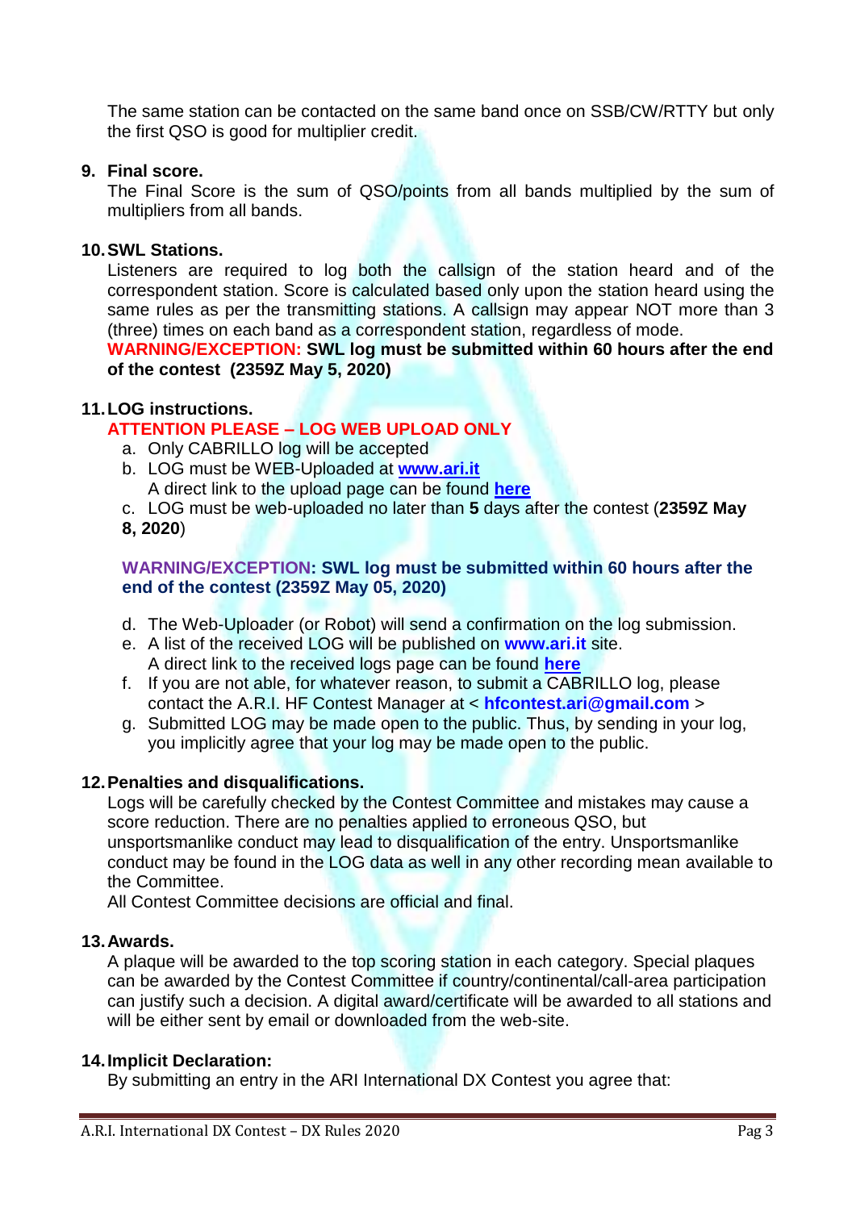The same station can be contacted on the same band once on SSB/CW/RTTY but only the first QSO is good for multiplier credit.

**9. Final score.**

The Final Score is the sum of QSO/points from all bands multiplied by the sum of multipliers from all bands.

**10. SWL Stations.**

Listeners are required to log both the callsign of the station heard and of the correspondent station. Score is calculated based only upon the station heard using the same rules as per the transmitting stations. A callsign may appear NOT more than 3 (three) times on each band as a correspondent station, regardless of mode.

**WARNING/EXCEPTION: SWL log must be submitted within 60 hours after the end of the contest (2359Z May 5, 2020)**

**11. LOG instructions.**

**ATTENTION PLEASE – LOG WEB UPLOAD ONLY**

a. Only CABRILLO log will be accepted
b. LOG must be WEB-Uploaded at **www.ari.it**
   A direct link to the upload page can be found **here**
c. LOG must be web-uploaded no later than **5** days after the contest (**2359Z May 8, 2020**)

**WARNING/EXCEPTION: SWL log must be submitted within 60 hours after the end of the contest (2359Z May 05, 2020)**

d. The Web-Uploader (or Robot) will send a confirmation on the log submission.
e. A list of the received LOG will be published on **www.ari.it** site.
   A direct link to the received logs page can be found **here**
f. If you are not able, for whatever reason, to submit a CABRILLO log, please contact the A.R.I. HF Contest Manager at < **hfcontest.ari@gmail.com** >
g. Submitted LOG may be made open to the public. Thus, by sending in your log, you implicitly agree that your log may be made open to the public.

**12. Penalties and disqualifications.**

Logs will be carefully checked by the Contest Committee and mistakes may cause a score reduction. There are no penalties applied to erroneous QSO, but unsportsmanlike conduct may lead to disqualification of the entry. Unsportsmanlike conduct may be found in the LOG data as well in any other recording mean available to the Committee.

All Contest Committee decisions are official and final.

**13. Awards.**

A plaque will be awarded to the top scoring station in each category. Special plaques can be awarded by the Contest Committee if country/continental/call-area participation can justify such a decision. A digital award/certificate will be awarded to all stations and will be either sent by email or downloaded from the web-site.

**14. Implicit Declaration:**

By submitting an entry in the ARI International DX Contest you agree that: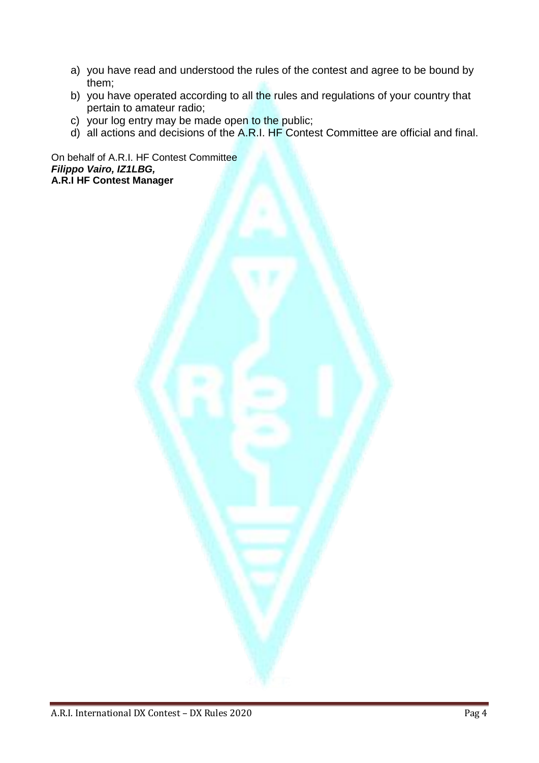a) you have read and understood the rules of the contest and agree to be bound by them;
b) you have operated according to all the rules and regulations of your country that pertain to amateur radio;
c) your log entry may be made open to the public;
d) all actions and decisions of the A.R.I. HF Contest Committee are official and final.

On behalf of A.R.I. HF Contest Committee
***Filippo Vairo, IZ1LBG,***
**A.R.I HF Contest Manager**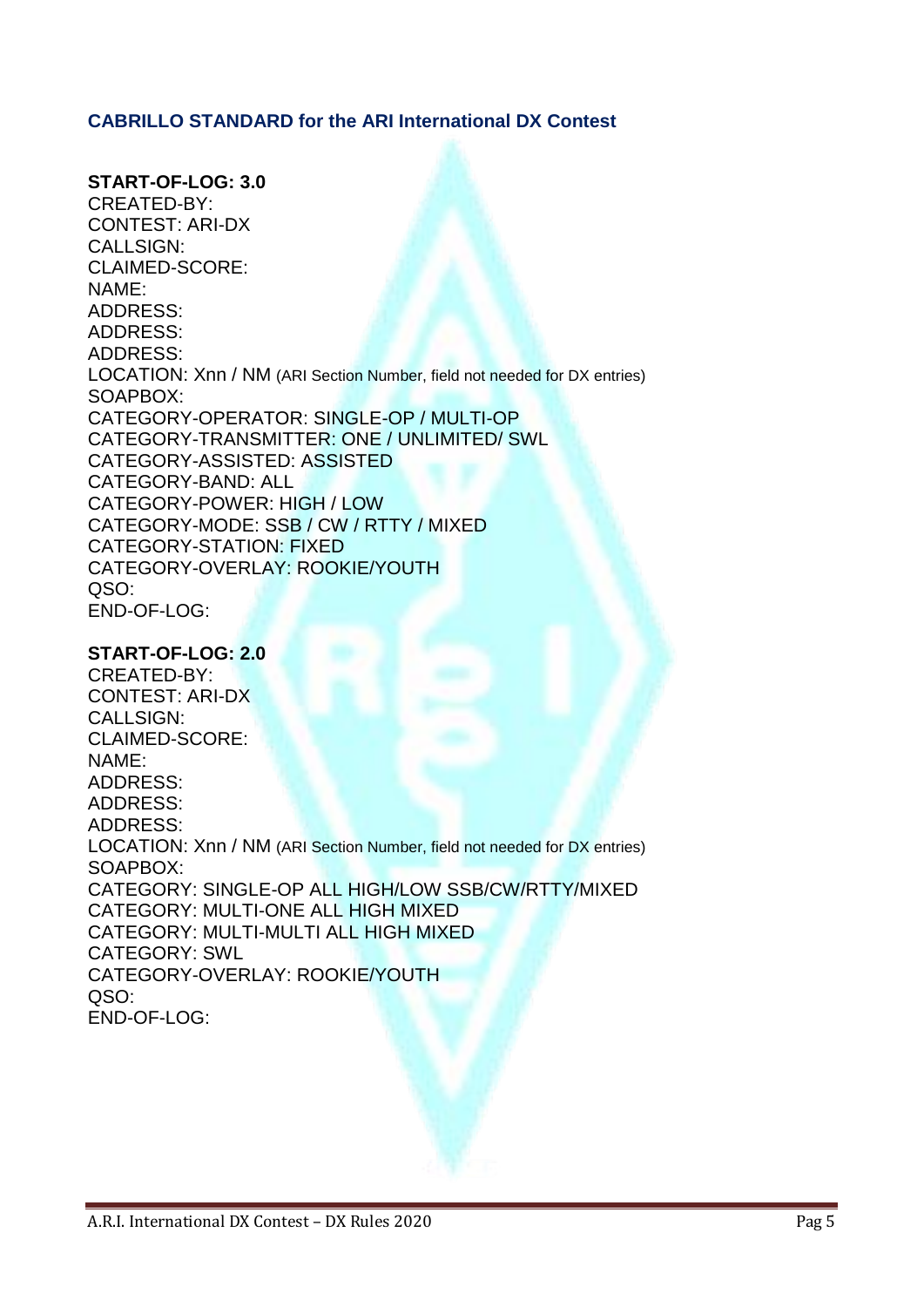### CABRILLO STANDARD for the ARI International DX Contest

**START-OF-LOG: 3.0**
CREATED-BY:
CONTEST: ARI-DX
CALLSIGN:
CLAIMED-SCORE:
NAME:
ADDRESS:
ADDRESS:
ADDRESS:
LOCATION: Xnn / NM (ARI Section Number, field not needed for DX entries)
SOAPBOX:
CATEGORY-OPERATOR: SINGLE-OP / MULTI-OP
CATEGORY-TRANSMITTER: ONE / UNLIMITED/ SWL
CATEGORY-ASSISTED: ASSISTED
CATEGORY-BAND: ALL
CATEGORY-POWER: HIGH / LOW
CATEGORY-MODE: SSB / CW / RTTY / MIXED
CATEGORY-STATION: FIXED
CATEGORY-OVERLAY: ROOKIE/YOUTH
QSO:
END-OF-LOG:

**START-OF-LOG: 2.0**
CREATED-BY:
CONTEST: ARI-DX
CALLSIGN:
CLAIMED-SCORE:
NAME:
ADDRESS:
ADDRESS:
ADDRESS:
LOCATION: Xnn / NM (ARI Section Number, field not needed for DX entries)
SOAPBOX:
CATEGORY: SINGLE-OP ALL HIGH/LOW SSB/CW/RTTY/MIXED
CATEGORY: MULTI-ONE ALL HIGH MIXED
CATEGORY: MULTI-MULTI ALL HIGH MIXED
CATEGORY: SWL
CATEGORY-OVERLAY: ROOKIE/YOUTH
QSO:
END-OF-LOG: